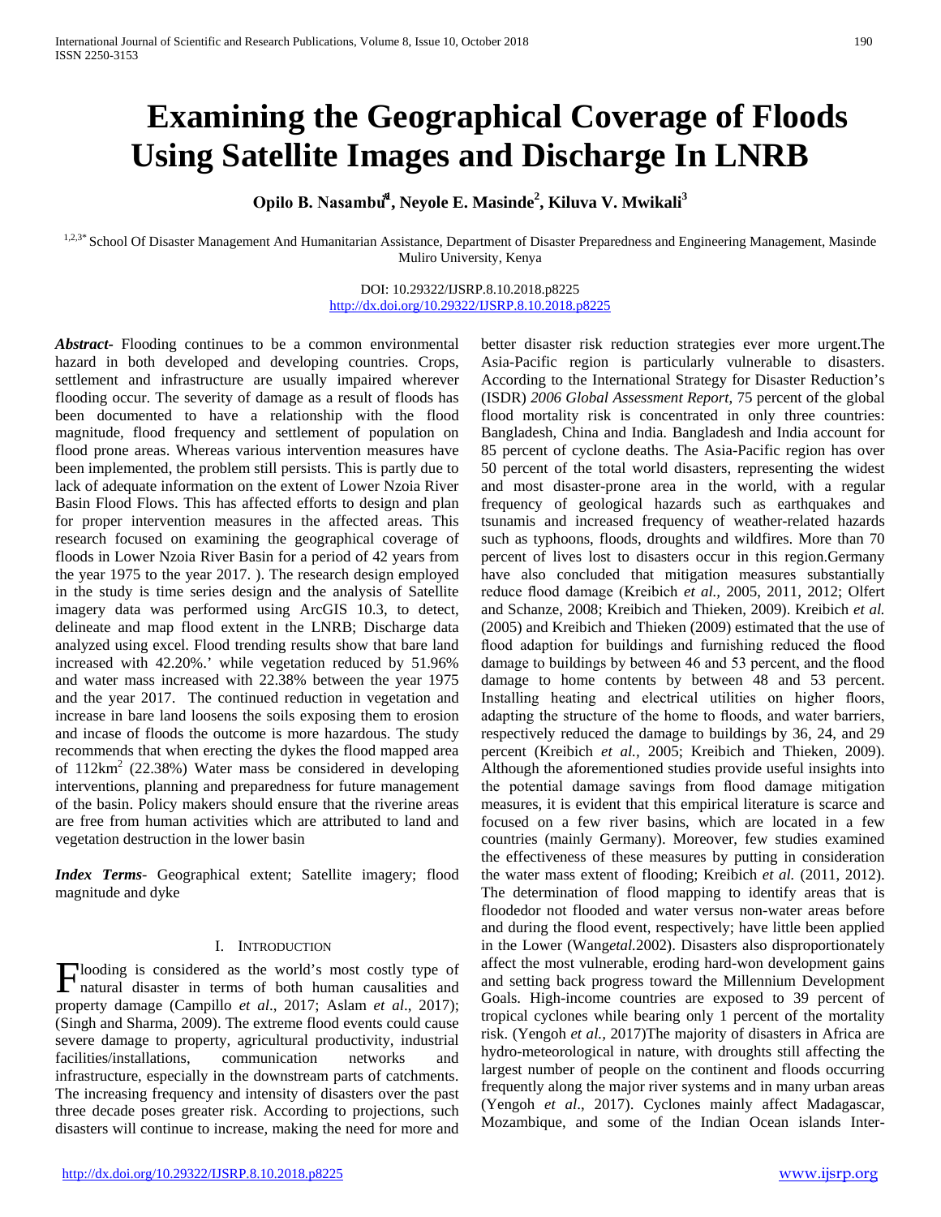# Examining the Geographical Coverage of Floods Using Satellite Images and Discharge In LNRB

**Opilo B. Nasambu[1*], Neyole E. Masinde[2], Kiluva V. Mwikali[3]**

[1,2,3*] School Of Disaster Management And Humanitarian Assistance, Department of Disaster Preparedness and Engineering Management, Masinde Muliro University, Kenya

DOI: 10.29322/IJSRP.8.10.2018.p8225
http://dx.doi.org/10.29322/IJSRP.8.10.2018.p8225

***Abstract***- Flooding continues to be a common environmental hazard in both developed and developing countries. Crops, settlement and infrastructure are usually impaired wherever flooding occur. The severity of damage as a result of floods has been documented to have a relationship with the flood magnitude, flood frequency and settlement of population on flood prone areas. Whereas various intervention measures have been implemented, the problem still persists. This is partly due to lack of adequate information on the extent of Lower Nzoia River Basin Flood Flows. This has affected efforts to design and plan for proper intervention measures in the affected areas. This research focused on examining the geographical coverage of floods in Lower Nzoia River Basin for a period of 42 years from the year 1975 to the year 2017. ). The research design employed in the study is time series design and the analysis of Satellite imagery data was performed using ArcGIS 10.3, to detect, delineate and map flood extent in the LNRB; Discharge data analyzed using excel. Flood trending results show that bare land increased with 42.20%.' while vegetation reduced by 51.96% and water mass increased with 22.38% between the year 1975 and the year 2017. The continued reduction in vegetation and increase in bare land loosens the soils exposing them to erosion and incase of floods the outcome is more hazardous. The study recommends that when erecting the dykes the flood mapped area of 112km$^2$ (22.38%) Water mass be considered in developing interventions, planning and preparedness for future management of the basin. Policy makers should ensure that the riverine areas are free from human activities which are attributed to land and vegetation destruction in the lower basin

***Index Terms***- Geographical extent; Satellite imagery; flood magnitude and dyke

## I. Introduction

Flooding is considered as the world's most costly type of natural disaster in terms of both human causalities and property damage (Campillo *et al*., 2017; Aslam *et al*., 2017); (Singh and Sharma, 2009). The extreme flood events could cause severe damage to property, agricultural productivity, industrial facilities/installations, communication networks and infrastructure, especially in the downstream parts of catchments. The increasing frequency and intensity of disasters over the past three decade poses greater risk. According to projections, such disasters will continue to increase, making the need for more and better disaster risk reduction strategies ever more urgent.The Asia-Pacific region is particularly vulnerable to disasters. According to the International Strategy for Disaster Reduction's (ISDR) *2006 Global Assessment Report*, 75 percent of the global flood mortality risk is concentrated in only three countries: Bangladesh, China and India. Bangladesh and India account for 85 percent of cyclone deaths. The Asia-Pacific region has over 50 percent of the total world disasters, representing the widest and most disaster-prone area in the world, with a regular frequency of geological hazards such as earthquakes and tsunamis and increased frequency of weather-related hazards such as typhoons, floods, droughts and wildfires. More than 70 percent of lives lost to disasters occur in this region.Germany have also concluded that mitigation measures substantially reduce flood damage (Kreibich *et al.,* 2005, 2011, 2012; Olfert and Schanze, 2008; Kreibich and Thieken, 2009). Kreibich *et al.* (2005) and Kreibich and Thieken (2009) estimated that the use of flood adaption for buildings and furnishing reduced the flood damage to buildings by between 46 and 53 percent, and the flood damage to home contents by between 48 and 53 percent. Installing heating and electrical utilities on higher floors, adapting the structure of the home to floods, and water barriers, respectively reduced the damage to buildings by 36, 24, and 29 percent (Kreibich *et al.,* 2005; Kreibich and Thieken, 2009). Although the aforementioned studies provide useful insights into the potential damage savings from flood damage mitigation measures, it is evident that this empirical literature is scarce and focused on a few river basins, which are located in a few countries (mainly Germany). Moreover, few studies examined the effectiveness of these measures by putting in consideration the water mass extent of flooding; Kreibich *et al.* (2011, 2012). The determination of flood mapping to identify areas that is floodedor not flooded and water versus non-water areas before and during the flood event, respectively; have little been applied in the Lower (Wang*etal.*2002). Disasters also disproportionately affect the most vulnerable, eroding hard-won development gains and setting back progress toward the Millennium Development Goals. High-income countries are exposed to 39 percent of tropical cyclones while bearing only 1 percent of the mortality risk. (Yengoh *et al.,* 2017)The majority of disasters in Africa are hydro-meteorological in nature, with droughts still affecting the largest number of people on the continent and floods occurring frequently along the major river systems and in many urban areas (Yengoh *et al*., 2017). Cyclones mainly affect Madagascar, Mozambique, and some of the Indian Ocean islands Inter-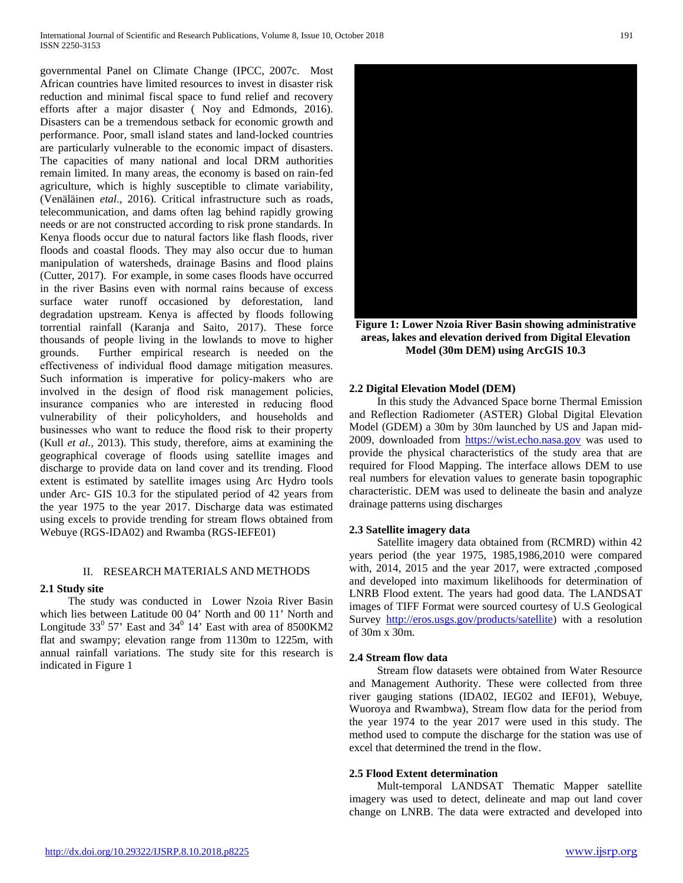governmental Panel on Climate Change (IPCC, 2007c. Most African countries have limited resources to invest in disaster risk reduction and minimal fiscal space to fund relief and recovery efforts after a major disaster ( Noy and Edmonds, 2016). Disasters can be a tremendous setback for economic growth and performance. Poor, small island states and land-locked countries are particularly vulnerable to the economic impact of disasters. The capacities of many national and local DRM authorities remain limited. In many areas, the economy is based on rain-fed agriculture, which is highly susceptible to climate variability, (Venäläinen *etal*., 2016). Critical infrastructure such as roads, telecommunication, and dams often lag behind rapidly growing needs or are not constructed according to risk prone standards. In Kenya floods occur due to natural factors like flash floods, river floods and coastal floods. They may also occur due to human manipulation of watersheds, drainage Basins and flood plains (Cutter, 2017). For example, in some cases floods have occurred in the river Basins even with normal rains because of excess surface water runoff occasioned by deforestation, land degradation upstream. Kenya is affected by floods following torrential rainfall (Karanja and Saito, 2017). These force thousands of people living in the lowlands to move to higher grounds. Further empirical research is needed on the effectiveness of individual flood damage mitigation measures. Such information is imperative for policy-makers who are involved in the design of flood risk management policies, insurance companies who are interested in reducing flood vulnerability of their policyholders, and households and businesses who want to reduce the flood risk to their property (Kull *et al.,* 2013). This study, therefore, aims at examining the geographical coverage of floods using satellite images and discharge to provide data on land cover and its trending. Flood extent is estimated by satellite images using Arc Hydro tools under Arc- GIS 10.3 for the stipulated period of 42 years from the year 1975 to the year 2017. Discharge data was estimated using excels to provide trending for stream flows obtained from Webuye (RGS-IDA02) and Rwamba (RGS-IEFE01)

## II. RESEARCH MATERIALS AND METHODS

### 2.1 Study site

The study was conducted in Lower Nzoia River Basin which lies between Latitude 00 04' North and 00 11' North and Longitude $33^0$ 57' East and $34^0$ 14' East with area of 8500KM2 flat and swampy; elevation range from 1130m to 1225m, with annual rainfall variations. The study site for this research is indicated in Figure 1

**Figure 1: Lower Nzoia River Basin showing administrative areas, lakes and elevation derived from Digital Elevation Model (30m DEM) using ArcGIS 10.3**

### 2.2 Digital Elevation Model (DEM)

In this study the Advanced Space borne Thermal Emission and Reflection Radiometer (ASTER) Global Digital Elevation Model (GDEM) a 30m by 30m launched by US and Japan mid-2009, downloaded from https://wist.echo.nasa.gov was used to provide the physical characteristics of the study area that are required for Flood Mapping. The interface allows DEM to use real numbers for elevation values to generate basin topographic characteristic. DEM was used to delineate the basin and analyze drainage patterns using discharges

### 2.3 Satellite imagery data

Satellite imagery data obtained from (RCMRD) within 42 years period (the year 1975, 1985,1986,2010 were compared with, 2014, 2015 and the year 2017, were extracted ,composed and developed into maximum likelihoods for determination of LNRB Flood extent. The years had good data. The LANDSAT images of TIFF Format were sourced courtesy of U.S Geological Survey http://eros.usgs.gov/products/satellite) with a resolution of 30m x 30m.

### 2.4 Stream flow data

Stream flow datasets were obtained from Water Resource and Management Authority. These were collected from three river gauging stations (IDA02, IEG02 and IEF01), Webuye, Wuoroya and Rwambwa), Stream flow data for the period from the year 1974 to the year 2017 were used in this study. The method used to compute the discharge for the station was use of excel that determined the trend in the flow.

### 2.5 Flood Extent determination

Mult-temporal LANDSAT Thematic Mapper satellite imagery was used to detect, delineate and map out land cover change on LNRB. The data were extracted and developed into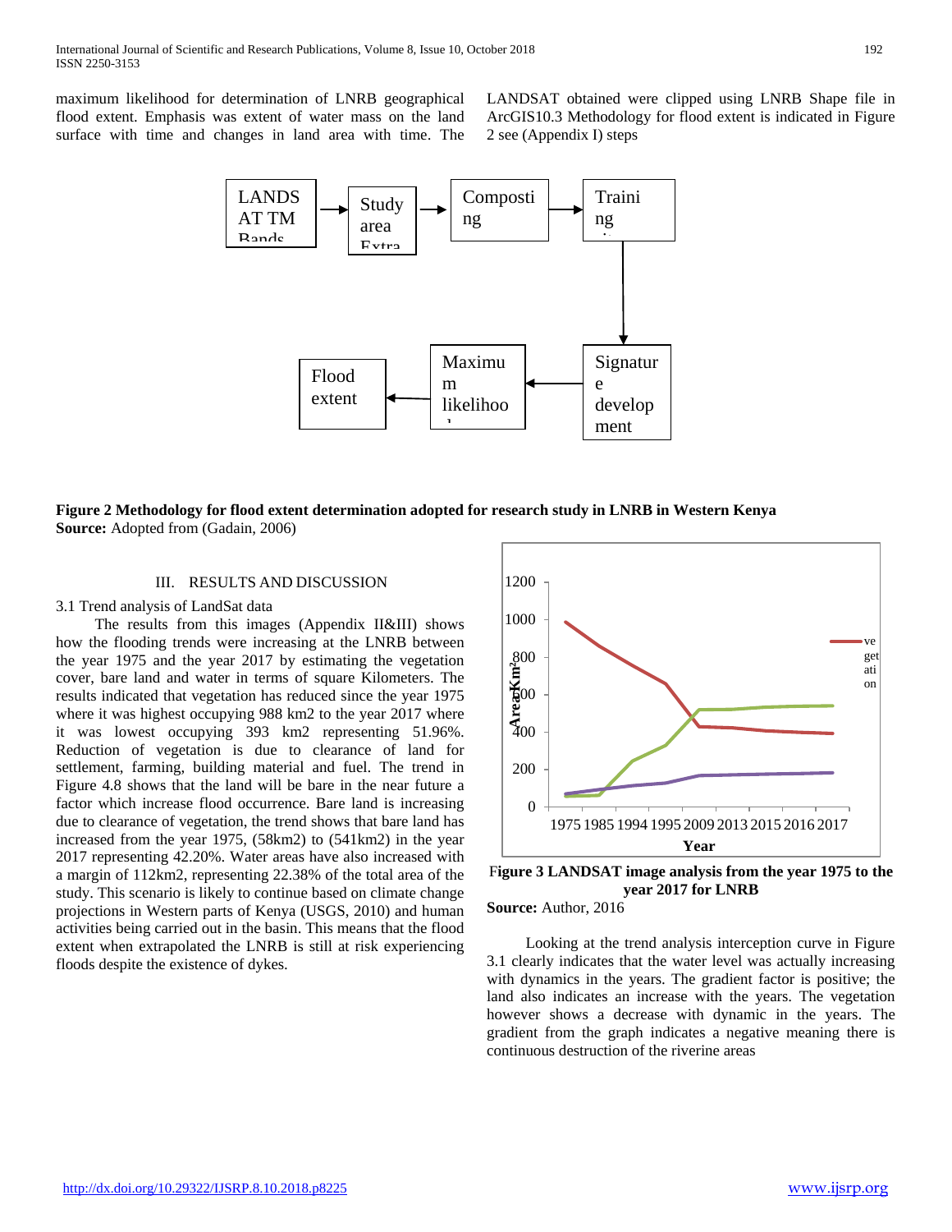maximum likelihood for determination of LNRB geographical flood extent. Emphasis was extent of water mass on the land surface with time and changes in land area with time. The LANDSAT obtained were clipped using LNRB Shape file in ArcGIS10.3 Methodology for flood extent is indicated in Figure 2 see (Appendix I) steps

LANDSAT TM Bands → Study area Extraction → Compositing → Training → Signature development → Maximum likelihood → Flood extent

**Figure 2 Methodology for flood extent determination adopted for research study in LNRB in Western Kenya**
**Source:** Adopted from (Gadain, 2006)

## III. RESULTS AND DISCUSSION

### 3.1 Trend analysis of LandSat data

The results from this images (Appendix II&III) shows how the flooding trends were increasing at the LNRB between the year 1975 and the year 2017 by estimating the vegetation cover, bare land and water in terms of square Kilometers. The results indicated that vegetation has reduced since the year 1975 where it was highest occupying 988 km2 to the year 2017 where it was lowest occupying 393 km2 representing 51.96%. Reduction of vegetation is due to clearance of land for settlement, farming, building material and fuel. The trend in Figure 4.8 shows that the land will be bare in the near future a factor which increase flood occurrence. Bare land is increasing due to clearance of vegetation, the trend shows that bare land has increased from the year 1975, (58km2) to (541km2) in the year 2017 representing 42.20%. Water areas have also increased with a margin of 112km2, representing 22.38% of the total area of the study. This scenario is likely to continue based on climate change projections in Western parts of Kenya (USGS, 2010) and human activities being carried out in the basin. This means that the flood extent when extrapolated the LNRB is still at risk experiencing floods despite the existence of dykes.

**Figure 3 LANDSAT image analysis from the year 1975 to the year 2017 for LNRB**
**Source:** Author, 2016

Looking at the trend analysis interception curve in Figure 3.1 clearly indicates that the water level was actually increasing with dynamics in the years. The gradient factor is positive; the land also indicates an increase with the years. The vegetation however shows a decrease with dynamic in the years. The gradient from the graph indicates a negative meaning there is continuous destruction of the riverine areas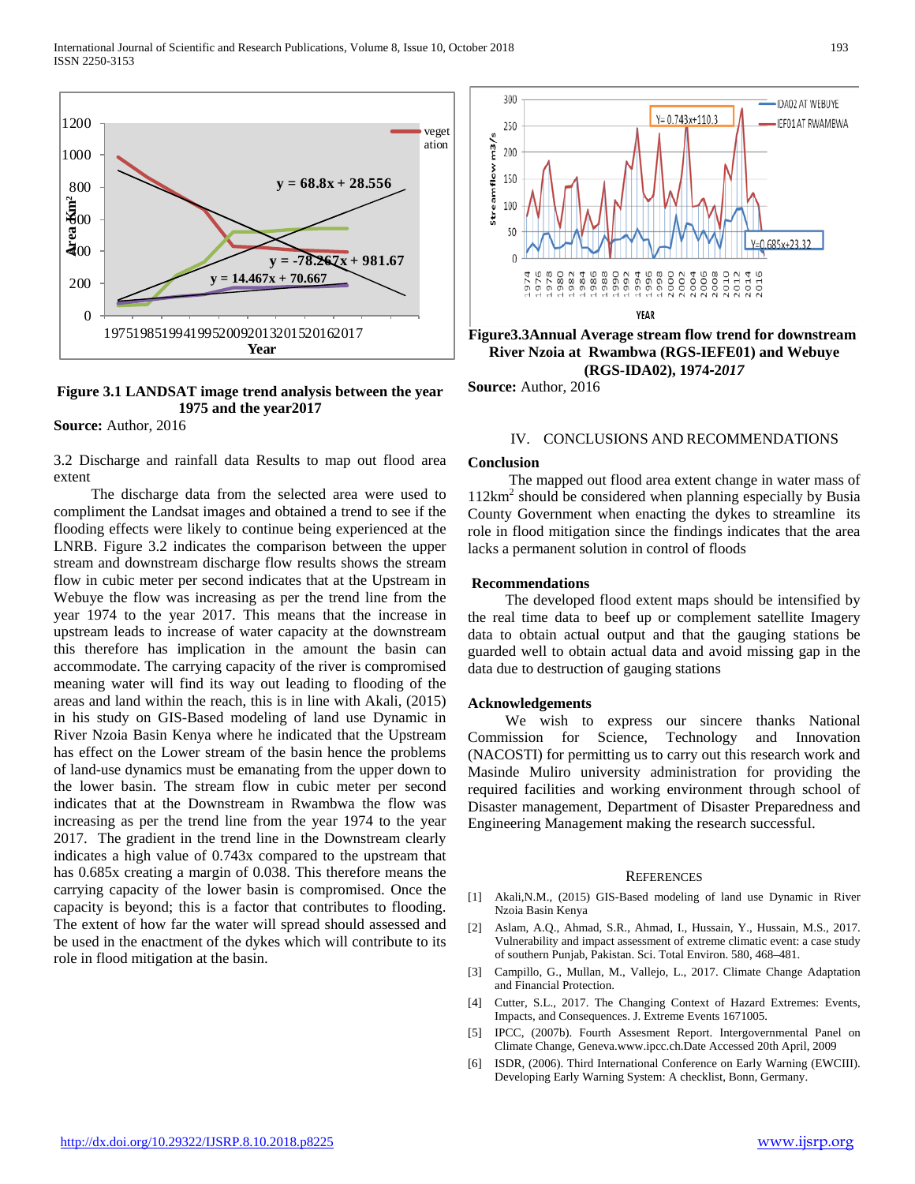Figure 3.1 LANDSAT image trend analysis between the year 1975 and the year2017

**Source:** Author, 2016

3.2 Discharge and rainfall data Results to map out flood area extent

The discharge data from the selected area were used to compliment the Landsat images and obtained a trend to see if the flooding effects were likely to continue being experienced at the LNRB. Figure 3.2 indicates the comparison between the upper stream and downstream discharge flow results shows the stream flow in cubic meter per second indicates that at the Upstream in Webuye the flow was increasing as per the trend line from the year 1974 to the year 2017. This means that the increase in upstream leads to increase of water capacity at the downstream this therefore has implication in the amount the basin can accommodate. The carrying capacity of the river is compromised meaning water will find its way out leading to flooding of the areas and land within the reach, this is in line with Akali, (2015) in his study on GIS-Based modeling of land use Dynamic in River Nzoia Basin Kenya where he indicated that the Upstream has effect on the Lower stream of the basin hence the problems of land-use dynamics must be emanating from the upper down to the lower basin. The stream flow in cubic meter per second indicates that at the Downstream in Rwambwa the flow was increasing as per the trend line from the year 1974 to the year 2017. The gradient in the trend line in the Downstream clearly indicates a high value of 0.743x compared to the upstream that has 0.685x creating a margin of 0.038. This therefore means the carrying capacity of the lower basin is compromised. Once the capacity is beyond; this is a factor that contributes to flooding. The extent of how far the water will spread should assessed and be used in the enactment of the dykes which will contribute to its role in flood mitigation at the basin.

**Figure3.3Annual Average stream flow trend for downstream River Nzoia at Rwambwa (RGS-IEFE01) and Webuye (RGS-IDA02), 1974-*2017***

**Source:** Author, 2016

## IV. CONCLUSIONS AND RECOMMENDATIONS

### Conclusion

The mapped out flood area extent change in water mass of 112km$^2$ should be considered when planning especially by Busia County Government when enacting the dykes to streamline its role in flood mitigation since the findings indicates that the area lacks a permanent solution in control of floods

### Recommendations

The developed flood extent maps should be intensified by the real time data to beef up or complement satellite Imagery data to obtain actual output and that the gauging stations be guarded well to obtain actual data and avoid missing gap in the data due to destruction of gauging stations

### Acknowledgements

We wish to express our sincere thanks National Commission for Science, Technology and Innovation (NACOSTI) for permitting us to carry out this research work and Masinde Muliro university administration for providing the required facilities and working environment through school of Disaster management, Department of Disaster Preparedness and Engineering Management making the research successful.

## REFERENCES

[1] Akali,N.M., (2015) GIS-Based modeling of land use Dynamic in River Nzoia Basin Kenya

[2] Aslam, A.Q., Ahmad, S.R., Ahmad, I., Hussain, Y., Hussain, M.S., 2017. Vulnerability and impact assessment of extreme climatic event: a case study of southern Punjab, Pakistan. Sci. Total Environ. 580, 468–481.

[3] Campillo, G., Mullan, M., Vallejo, L., 2017. Climate Change Adaptation and Financial Protection.

[4] Cutter, S.L., 2017. The Changing Context of Hazard Extremes: Events, Impacts, and Consequences. J. Extreme Events 1671005.

[5] IPCC, (2007b). Fourth Assesment Report. Intergovernmental Panel on Climate Change, Geneva.www.ipcc.ch.Date Accessed 20th April, 2009

[6] ISDR, (2006). Third International Conference on Early Warning (EWCIII). Developing Early Warning System: A checklist, Bonn, Germany.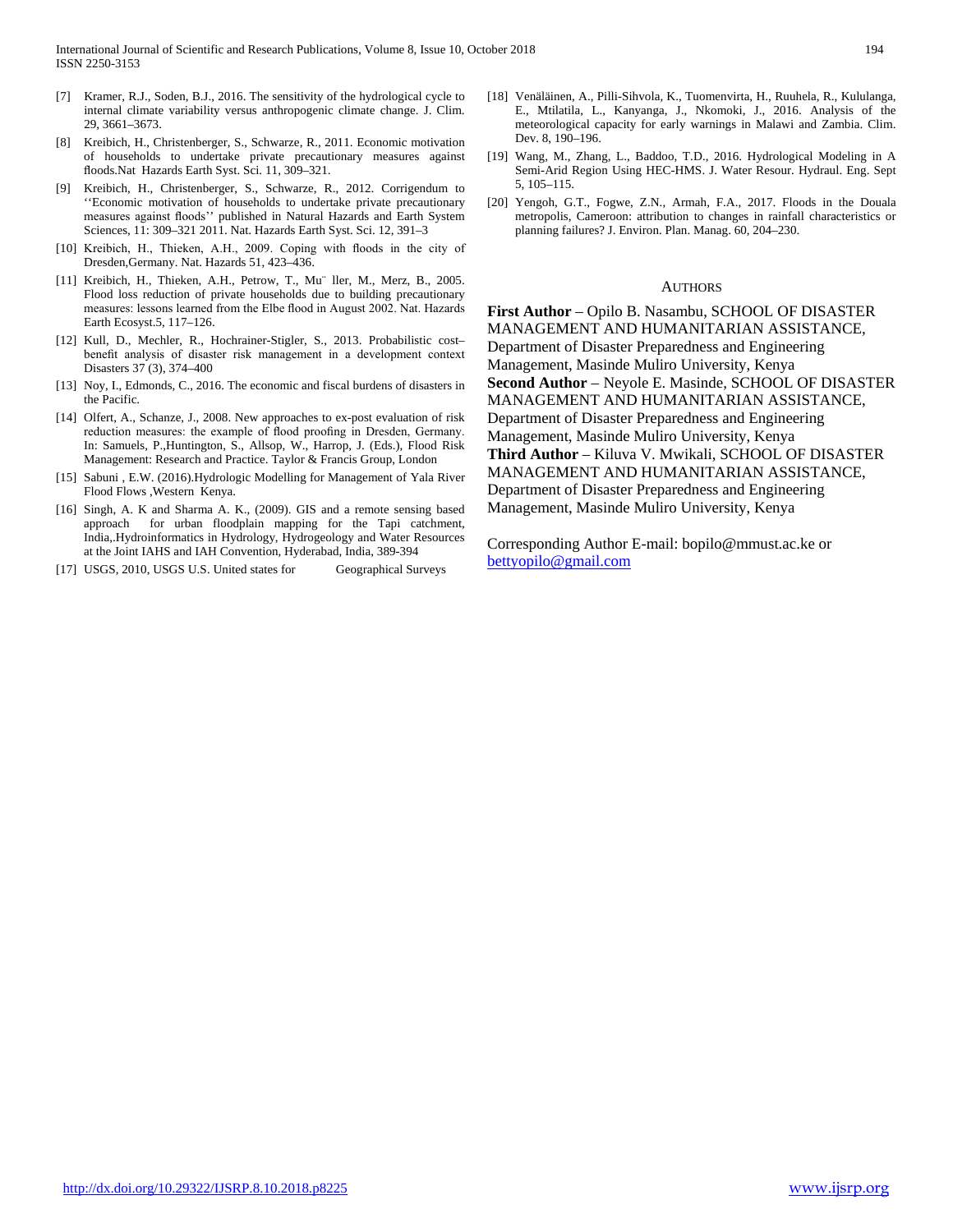[7] Kramer, R.J., Soden, B.J., 2016. The sensitivity of the hydrological cycle to internal climate variability versus anthropogenic climate change. J. Clim. 29, 3661–3673.

[8] Kreibich, H., Christenberger, S., Schwarze, R., 2011. Economic motivation of households to undertake private precautionary measures against floods.Nat Hazards Earth Syst. Sci. 11, 309–321.

[9] Kreibich, H., Christenberger, S., Schwarze, R., 2012. Corrigendum to ''Economic motivation of households to undertake private precautionary measures against floods'' published in Natural Hazards and Earth System Sciences, 11: 309–321 2011. Nat. Hazards Earth Syst. Sci. 12, 391–3

[10] Kreibich, H., Thieken, A.H., 2009. Coping with floods in the city of Dresden,Germany. Nat. Hazards 51, 423–436.

[11] Kreibich, H., Thieken, A.H., Petrow, T., Mu¨ ller, M., Merz, B., 2005. Flood loss reduction of private households due to building precautionary measures: lessons learned from the Elbe flood in August 2002. Nat. Hazards Earth Ecosyst.5, 117–126.

[12] Kull, D., Mechler, R., Hochrainer-Stigler, S., 2013. Probabilistic cost–benefit analysis of disaster risk management in a development context Disasters 37 (3), 374–400

[13] Noy, I., Edmonds, C., 2016. The economic and fiscal burdens of disasters in the Pacific.

[14] Olfert, A., Schanze, J., 2008. New approaches to ex-post evaluation of risk reduction measures: the example of flood proofing in Dresden, Germany. In: Samuels, P.,Huntington, S., Allsop, W., Harrop, J. (Eds.), Flood Risk Management: Research and Practice. Taylor & Francis Group, London

[15] Sabuni , E.W. (2016).Hydrologic Modelling for Management of Yala River Flood Flows ,Western Kenya.

[16] Singh, A. K and Sharma A. K., (2009). GIS and a remote sensing based approach for urban floodplain mapping for the Tapi catchment, India,.Hydroinformatics in Hydrology, Hydrogeology and Water Resources at the Joint IAHS and IAH Convention, Hyderabad, India, 389-394

[17] USGS, 2010, USGS U.S. United states for Geographical Surveys

[18] Venäläinen, A., Pilli-Sihvola, K., Tuomenvirta, H., Ruuhela, R., Kululanga, E., Mtilatila, L., Kanyanga, J., Nkomoki, J., 2016. Analysis of the meteorological capacity for early warnings in Malawi and Zambia. Clim. Dev. 8, 190–196.

[19] Wang, M., Zhang, L., Baddoo, T.D., 2016. Hydrological Modeling in A Semi-Arid Region Using HEC-HMS. J. Water Resour. Hydraul. Eng. Sept 5, 105–115.

[20] Yengoh, G.T., Fogwe, Z.N., Armah, F.A., 2017. Floods in the Douala metropolis, Cameroon: attribution to changes in rainfall characteristics or planning failures? J. Environ. Plan. Manag. 60, 204–230.

## AUTHORS

**First Author** – Opilo B. Nasambu, SCHOOL OF DISASTER MANAGEMENT AND HUMANITARIAN ASSISTANCE, Department of Disaster Preparedness and Engineering Management, Masinde Muliro University, Kenya

**Second Author** – Neyole E. Masinde, SCHOOL OF DISASTER MANAGEMENT AND HUMANITARIAN ASSISTANCE, Department of Disaster Preparedness and Engineering Management, Masinde Muliro University, Kenya

**Third Author** – Kiluva V. Mwikali, SCHOOL OF DISASTER MANAGEMENT AND HUMANITARIAN ASSISTANCE, Department of Disaster Preparedness and Engineering Management, Masinde Muliro University, Kenya

Corresponding Author E-mail: bopilo@mmust.ac.ke or bettyopilo@gmail.com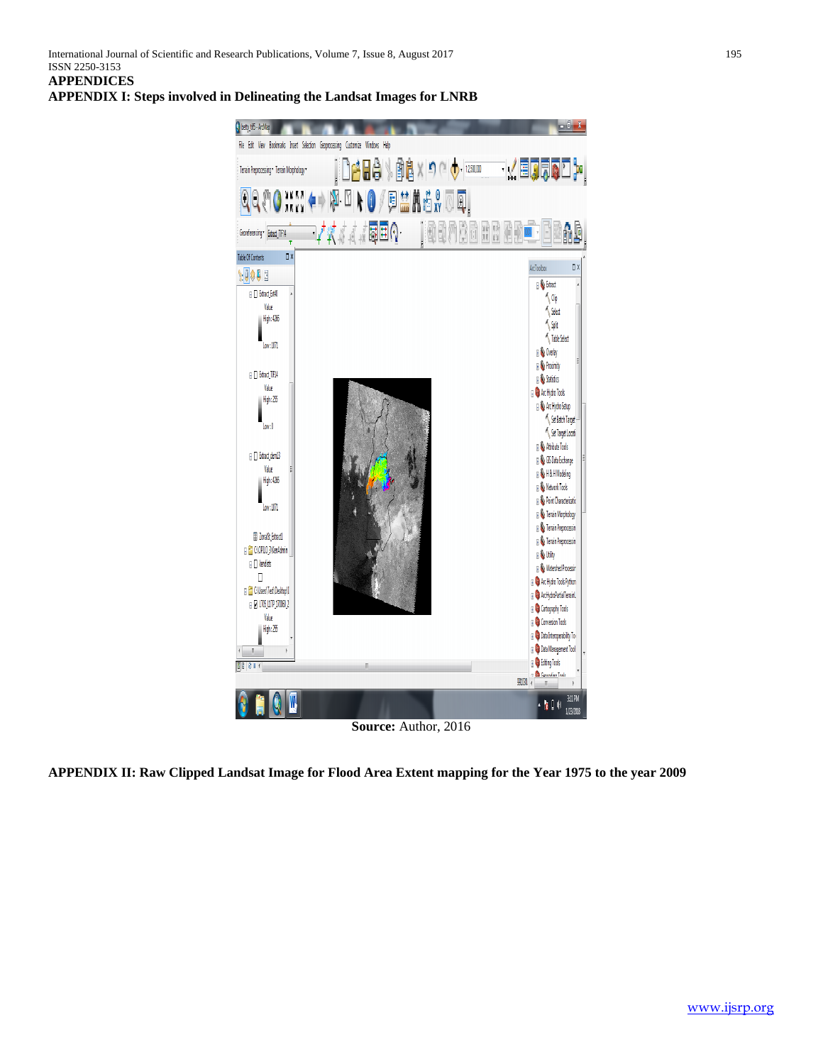# APPENDICES

## APPENDIX I: Steps involved in Delineating the Landsat Images for LNRB

**Source:** Author, 2016

## APPENDIX II: Raw Clipped Landsat Image for Flood Area Extent mapping for the Year 1975 to the year 2009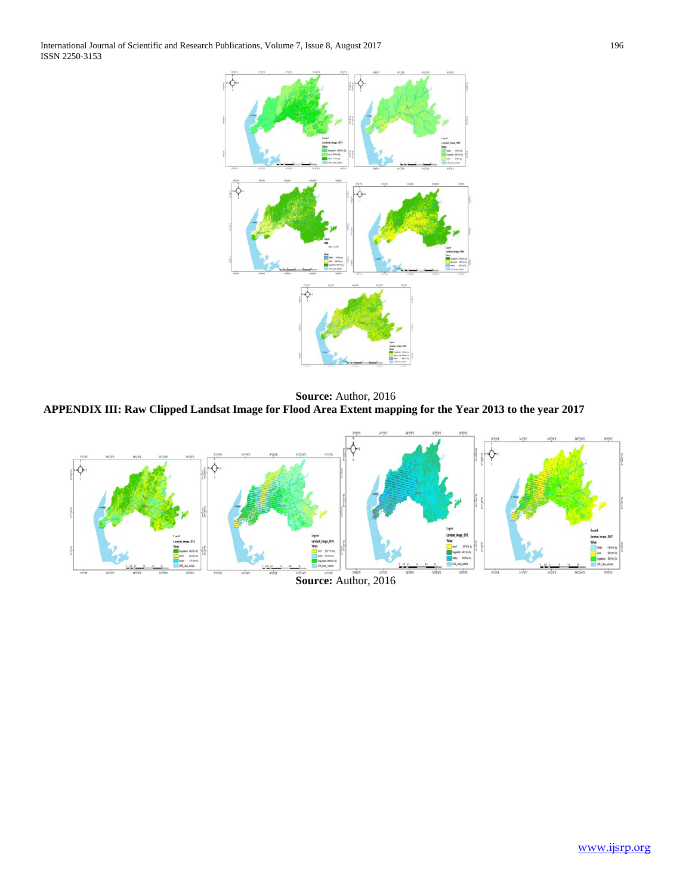**Source:** Author, 2016

**APPENDIX III: Raw Clipped Landsat Image for Flood Area Extent mapping for the Year 2013 to the year 2017**

**Source:** Author, 2016